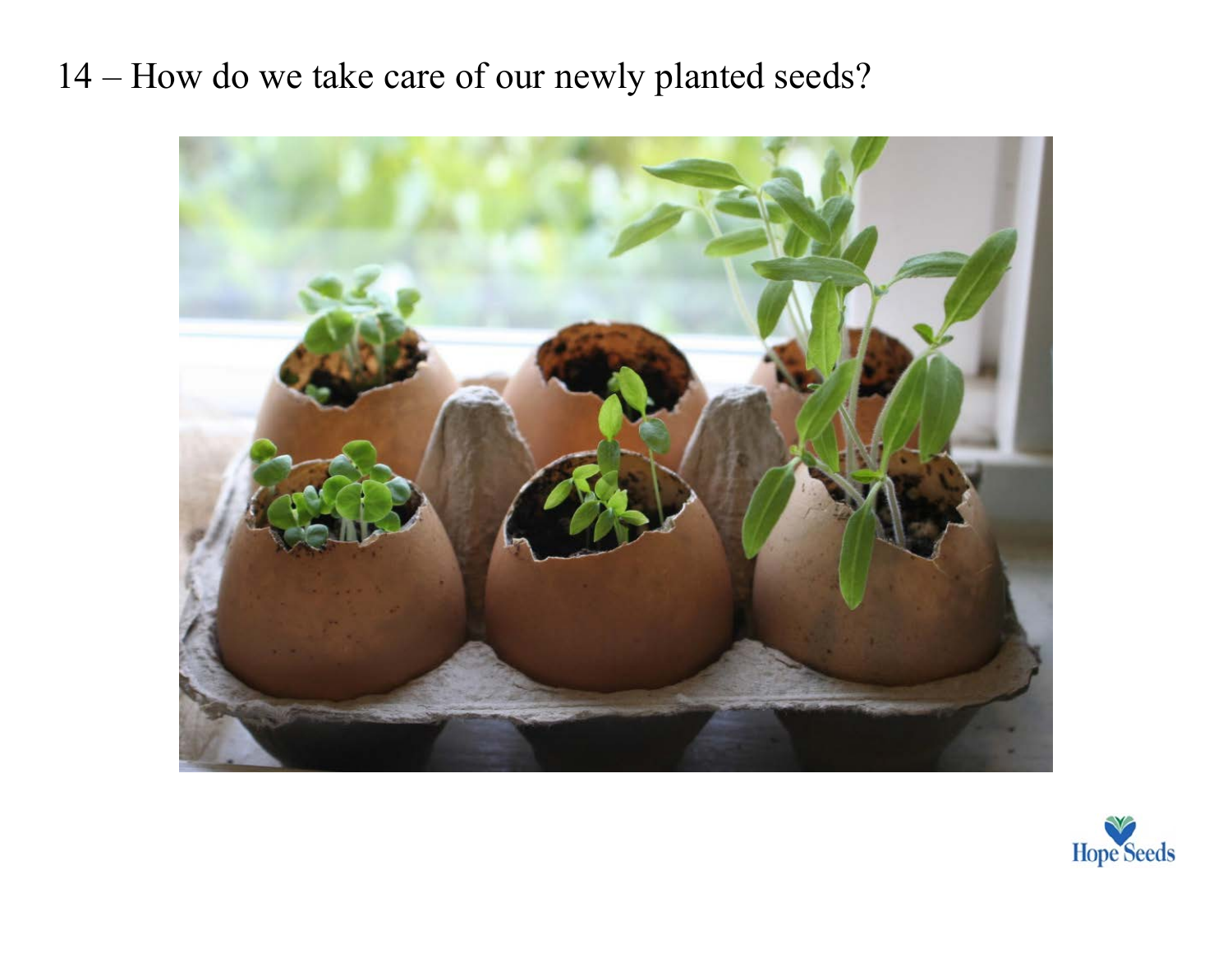14 – How do we take care of our newly planted seeds?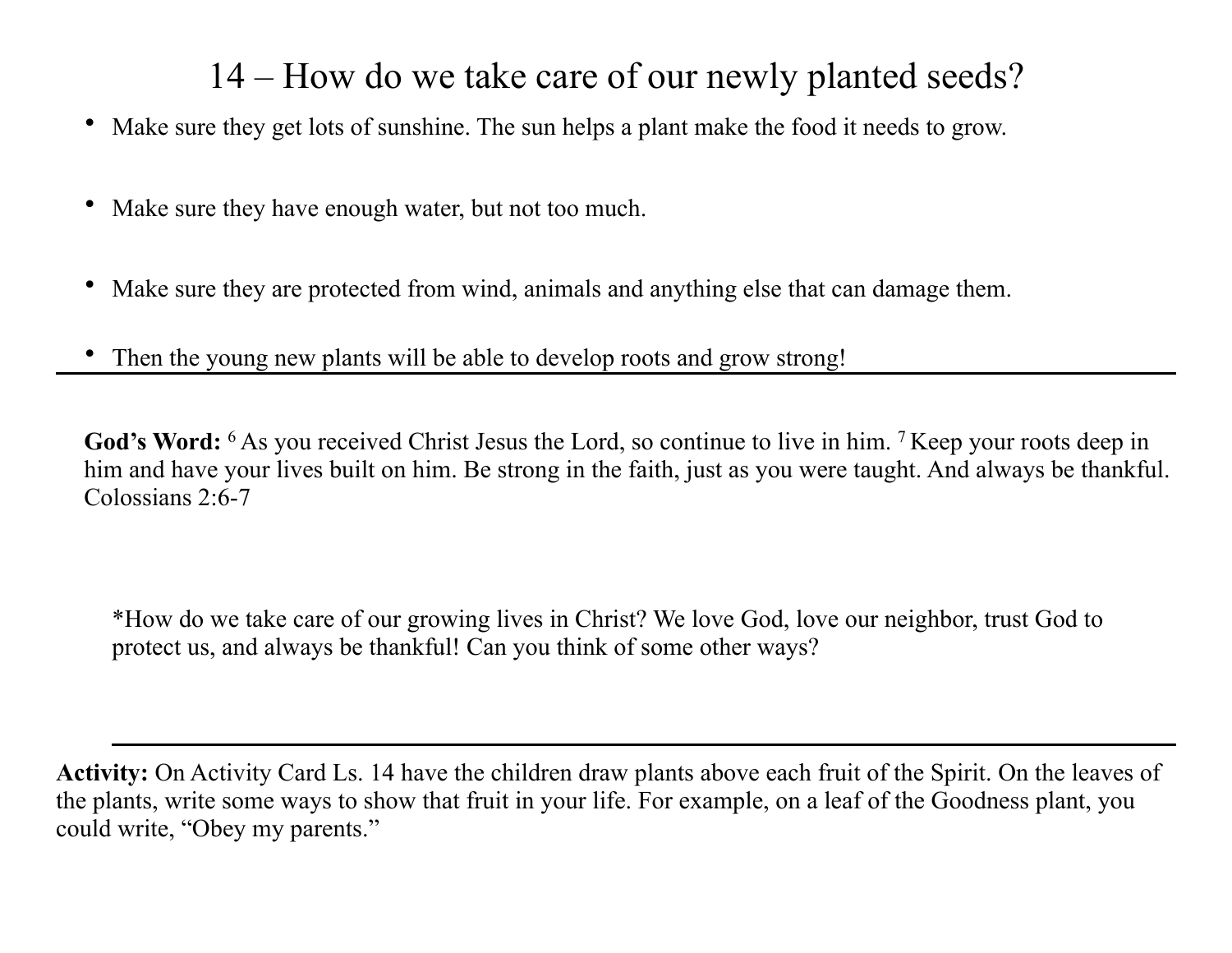# 14 – How do we take care of our newly planted seeds?

- Make sure they get lots of sunshine. The sun helps a plant make the food it needs to grow.
- Make sure they have enough water, but not too much.
- Make sure they are protected from wind, animals and anything else that can damage them.
- Then the young new plants will be able to develop roots and grow strong!

---

**God's Word:** [6] As you received Christ Jesus the Lord, so continue to live in him. [7] Keep your roots deep in him and have your lives built on him. Be strong in the faith, just as you were taught. And always be thankful. Colossians 2:6-7

*How do we take care of our growing lives in Christ? We love God, love our neighbor, trust God to protect us, and always be thankful! Can you think of some other ways?

---

**Activity:** On Activity Card Ls. 14 have the children draw plants above each fruit of the Spirit. On the leaves of the plants, write some ways to show that fruit in your life. For example, on a leaf of the Goodness plant, you could write, "Obey my parents."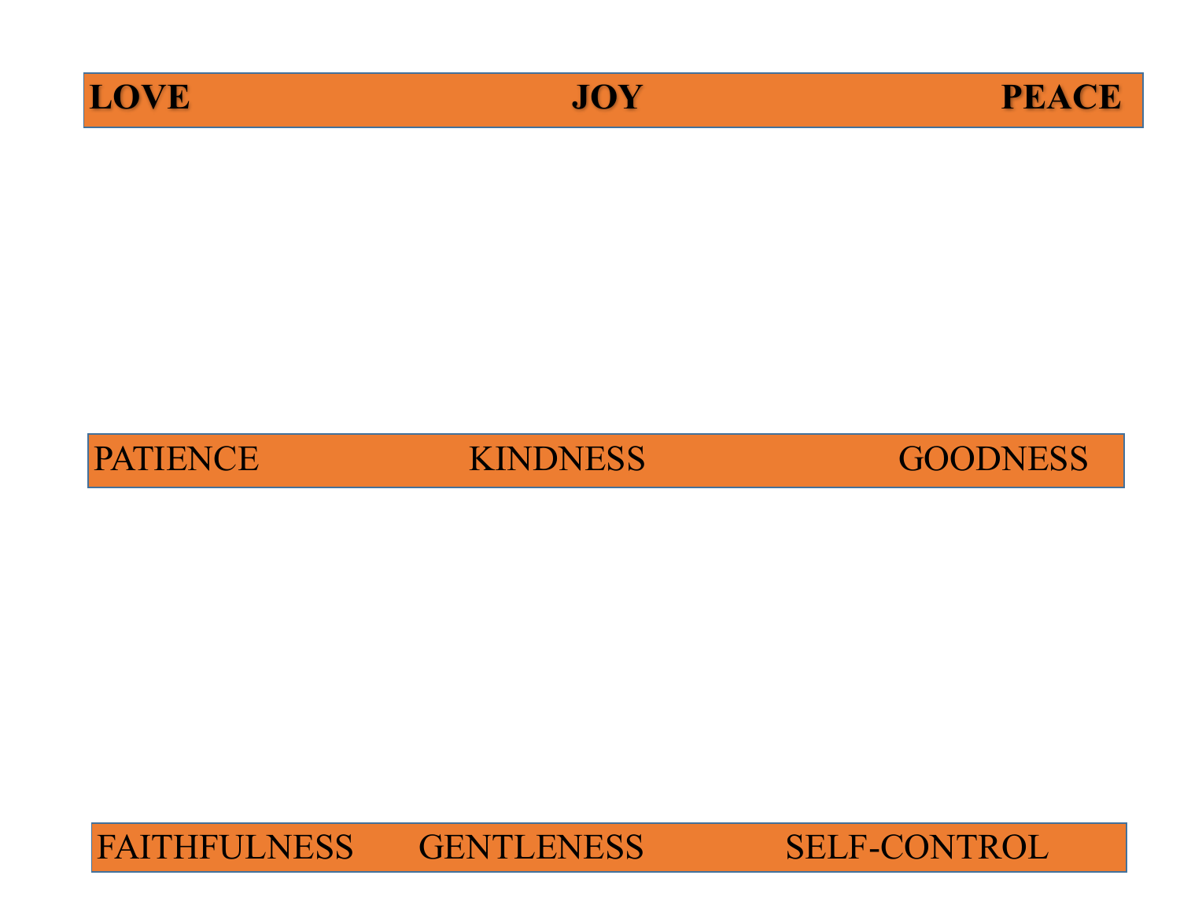**LOVE** **JOY** **PEACE**

PATIENCE KINDNESS GOODNESS

FAITHFULNESS GENTLENESS SELF-CONTROL